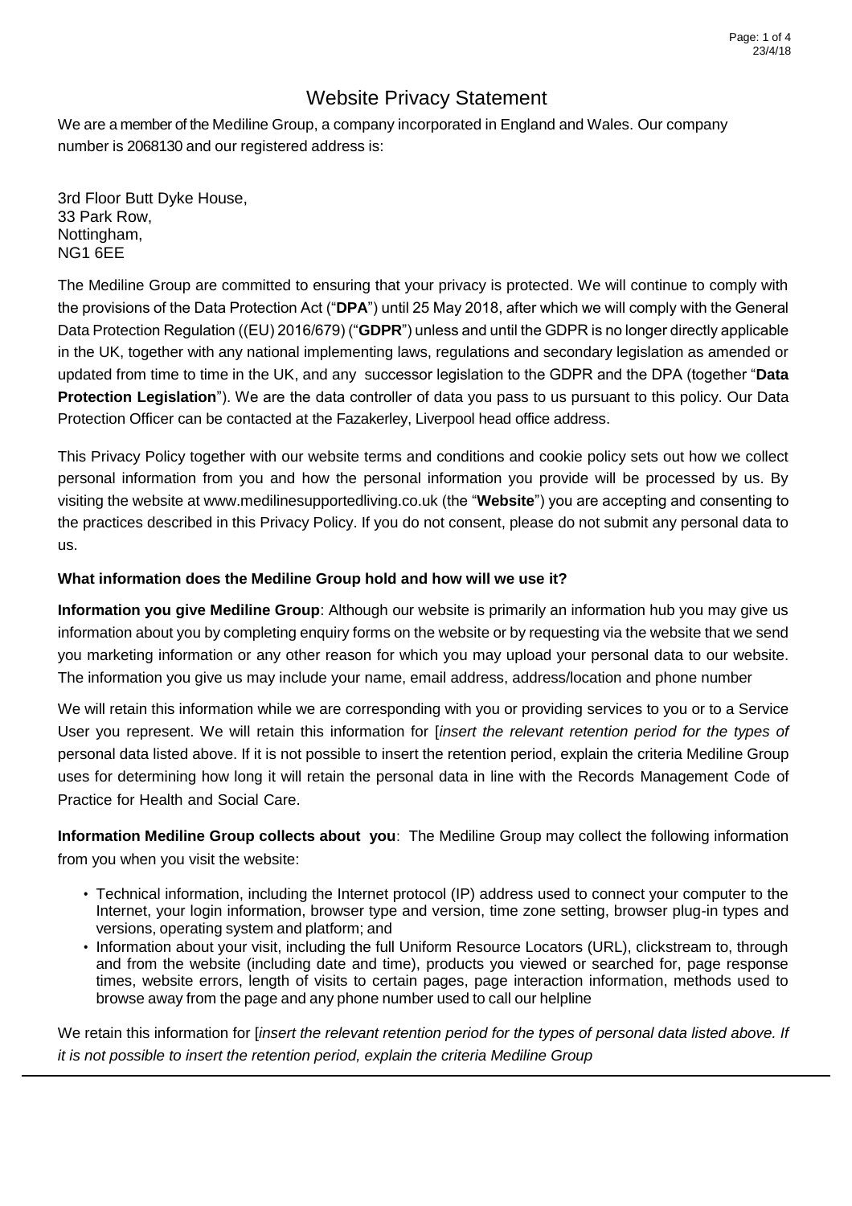# Website Privacy Statement

We are a member of the Mediline Group, a company incorporated in England and Wales. Our company number is 2068130 and our registered address is:

3rd Floor Butt Dyke House,
33 Park Row,
Nottingham,
NG1 6EE

The Mediline Group are committed to ensuring that your privacy is protected. We will continue to comply with the provisions of the Data Protection Act ("**DPA**") until 25 May 2018, after which we will comply with the General Data Protection Regulation ((EU) 2016/679) ("**GDPR**") unless and until the GDPR is no longer directly applicable in the UK, together with any national implementing laws, regulations and secondary legislation as amended or updated from time to time in the UK, and any successor legislation to the GDPR and the DPA (together "**Data Protection Legislation**"). We are the data controller of data you pass to us pursuant to this policy. Our Data Protection Officer can be contacted at the Fazakerley, Liverpool head office address.

This Privacy Policy together with our website terms and conditions and cookie policy sets out how we collect personal information from you and how the personal information you provide will be processed by us. By visiting the website at www.medilinesupportedliving.co.uk (the "**Website**") you are accepting and consenting to the practices described in this Privacy Policy. If you do not consent, please do not submit any personal data to us.

**What information does the Mediline Group hold and how will we use it?**

**Information you give Mediline Group**: Although our website is primarily an information hub you may give us information about you by completing enquiry forms on the website or by requesting via the website that we send you marketing information or any other reason for which you may upload your personal data to our website. The information you give us may include your name, email address, address/location and phone number

We will retain this information while we are corresponding with you or providing services to you or to a Service User you represent. We will retain this information for [*insert the relevant retention period for the types of* personal data listed above. If it is not possible to insert the retention period, explain the criteria Mediline Group uses for determining how long it will retain the personal data in line with the Records Management Code of Practice for Health and Social Care.

**Information Mediline Group collects about you**: The Mediline Group may collect the following information from you when you visit the website:

- Technical information, including the Internet protocol (IP) address used to connect your computer to the Internet, your login information, browser type and version, time zone setting, browser plug-in types and versions, operating system and platform; and
- Information about your visit, including the full Uniform Resource Locators (URL), clickstream to, through and from the website (including date and time), products you viewed or searched for, page response times, website errors, length of visits to certain pages, page interaction information, methods used to browse away from the page and any phone number used to call our helpline

We retain this information for [*insert the relevant retention period for the types of personal data listed above. If it is not possible to insert the retention period, explain the criteria Mediline Group*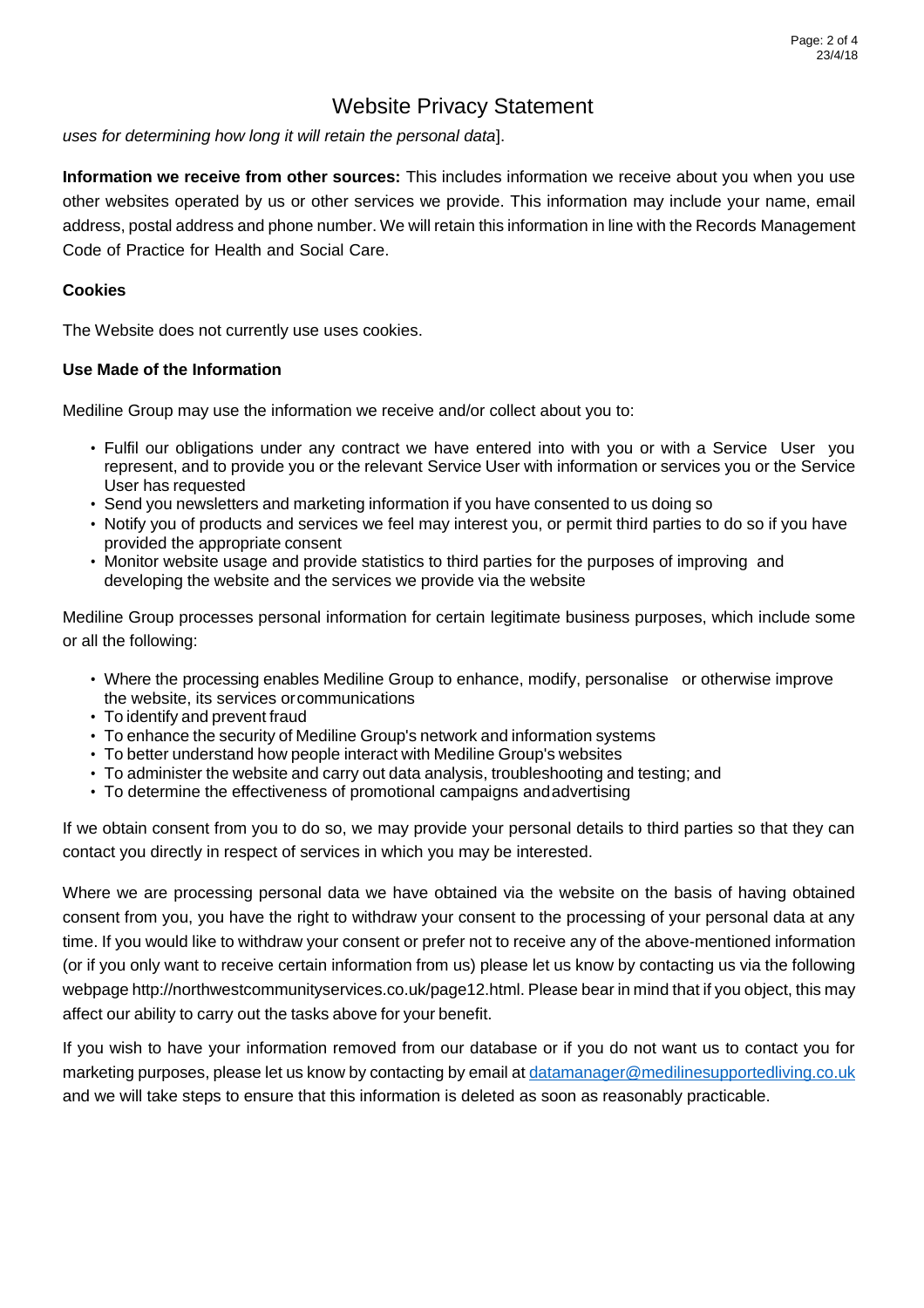*uses for determining how long it will retain the personal data*].

**Information we receive from other sources:** This includes information we receive about you when you use other websites operated by us or other services we provide. This information may include your name, email address, postal address and phone number. We will retain this information in line with the Records Management Code of Practice for Health and Social Care.

**Cookies**

The Website does not currently use uses cookies.

**Use Made of the Information**

Mediline Group may use the information we receive and/or collect about you to:

- Fulfil our obligations under any contract we have entered into with you or with a Service User you represent, and to provide you or the relevant Service User with information or services you or the Service User has requested
- Send you newsletters and marketing information if you have consented to us doing so
- Notify you of products and services we feel may interest you, or permit third parties to do so if you have provided the appropriate consent
- Monitor website usage and provide statistics to third parties for the purposes of improving and developing the website and the services we provide via the website

Mediline Group processes personal information for certain legitimate business purposes, which include some or all the following:

- Where the processing enables Mediline Group to enhance, modify, personalise or otherwise improve the website, its services or communications
- To identify and prevent fraud
- To enhance the security of Mediline Group's network and information systems
- To better understand how people interact with Mediline Group's websites
- To administer the website and carry out data analysis, troubleshooting and testing; and
- To determine the effectiveness of promotional campaigns and advertising

If we obtain consent from you to do so, we may provide your personal details to third parties so that they can contact you directly in respect of services in which you may be interested.

Where we are processing personal data we have obtained via the website on the basis of having obtained consent from you, you have the right to withdraw your consent to the processing of your personal data at any time. If you would like to withdraw your consent or prefer not to receive any of the above-mentioned information (or if you only want to receive certain information from us) please let us know by contacting us via the following webpage http://northwestcommunityservices.co.uk/page12.html. Please bear in mind that if you object, this may affect our ability to carry out the tasks above for your benefit.

If you wish to have your information removed from our database or if you do not want us to contact you for marketing purposes, please let us know by contacting by email at datamanager@medilinesupportedliving.co.uk and we will take steps to ensure that this information is deleted as soon as reasonably practicable.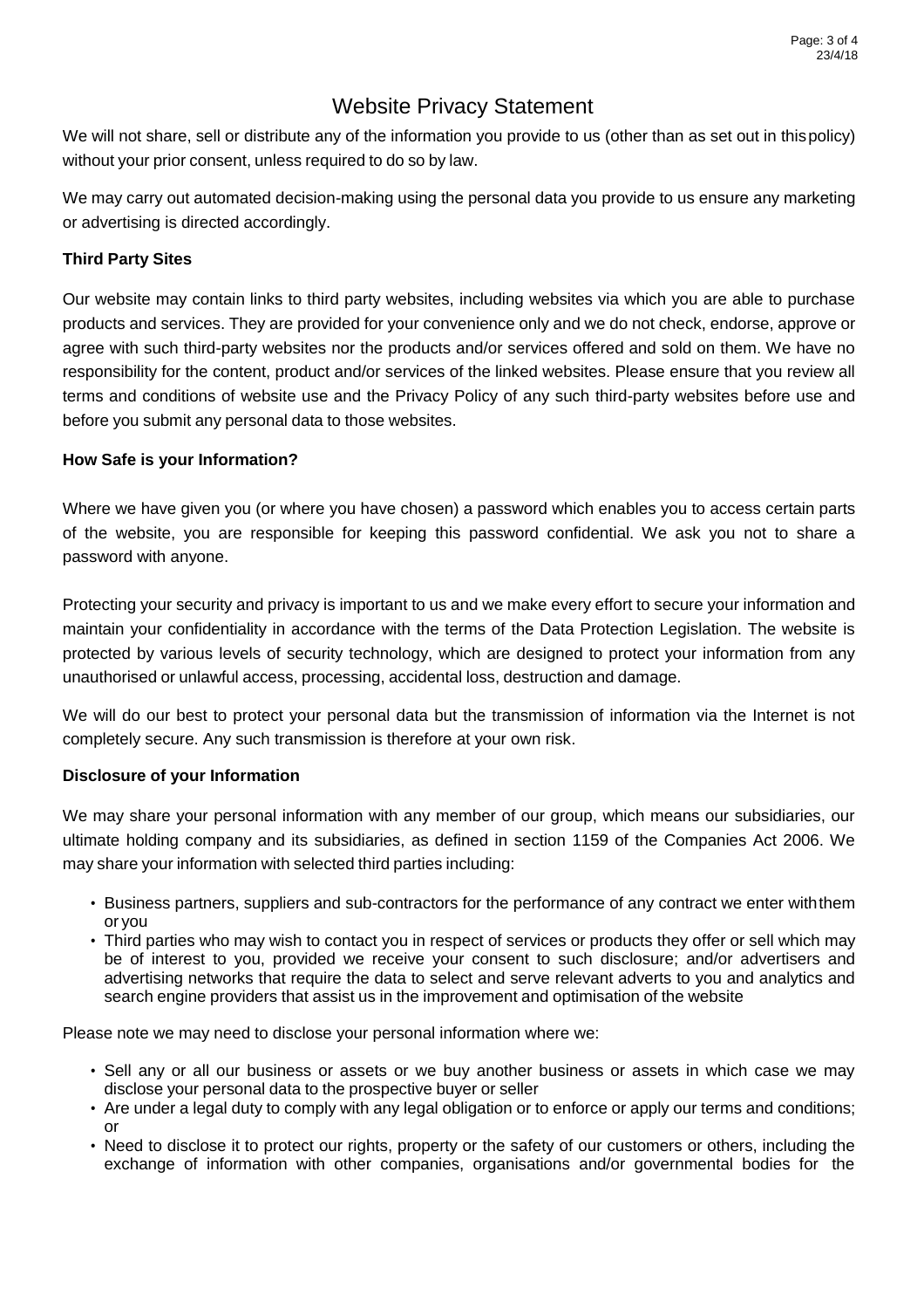# Website Privacy Statement

We will not share, sell or distribute any of the information you provide to us (other than as set out in this policy) without your prior consent, unless required to do so by law.

We may carry out automated decision-making using the personal data you provide to us ensure any marketing or advertising is directed accordingly.

**Third Party Sites**

Our website may contain links to third party websites, including websites via which you are able to purchase products and services. They are provided for your convenience only and we do not check, endorse, approve or agree with such third-party websites nor the products and/or services offered and sold on them. We have no responsibility for the content, product and/or services of the linked websites. Please ensure that you review all terms and conditions of website use and the Privacy Policy of any such third-party websites before use and before you submit any personal data to those websites.

**How Safe is your Information?**

Where we have given you (or where you have chosen) a password which enables you to access certain parts of the website, you are responsible for keeping this password confidential. We ask you not to share a password with anyone.

Protecting your security and privacy is important to us and we make every effort to secure your information and maintain your confidentiality in accordance with the terms of the Data Protection Legislation. The website is protected by various levels of security technology, which are designed to protect your information from any unauthorised or unlawful access, processing, accidental loss, destruction and damage.

We will do our best to protect your personal data but the transmission of information via the Internet is not completely secure. Any such transmission is therefore at your own risk.

**Disclosure of your Information**

We may share your personal information with any member of our group, which means our subsidiaries, our ultimate holding company and its subsidiaries, as defined in section 1159 of the Companies Act 2006. We may share your information with selected third parties including:

- Business partners, suppliers and sub-contractors for the performance of any contract we enter with them or you
- Third parties who may wish to contact you in respect of services or products they offer or sell which may be of interest to you, provided we receive your consent to such disclosure; and/or advertisers and advertising networks that require the data to select and serve relevant adverts to you and analytics and search engine providers that assist us in the improvement and optimisation of the website

Please note we may need to disclose your personal information where we:

- Sell any or all our business or assets or we buy another business or assets in which case we may disclose your personal data to the prospective buyer or seller
- Are under a legal duty to comply with any legal obligation or to enforce or apply our terms and conditions; or
- Need to disclose it to protect our rights, property or the safety of our customers or others, including the exchange of information with other companies, organisations and/or governmental bodies for the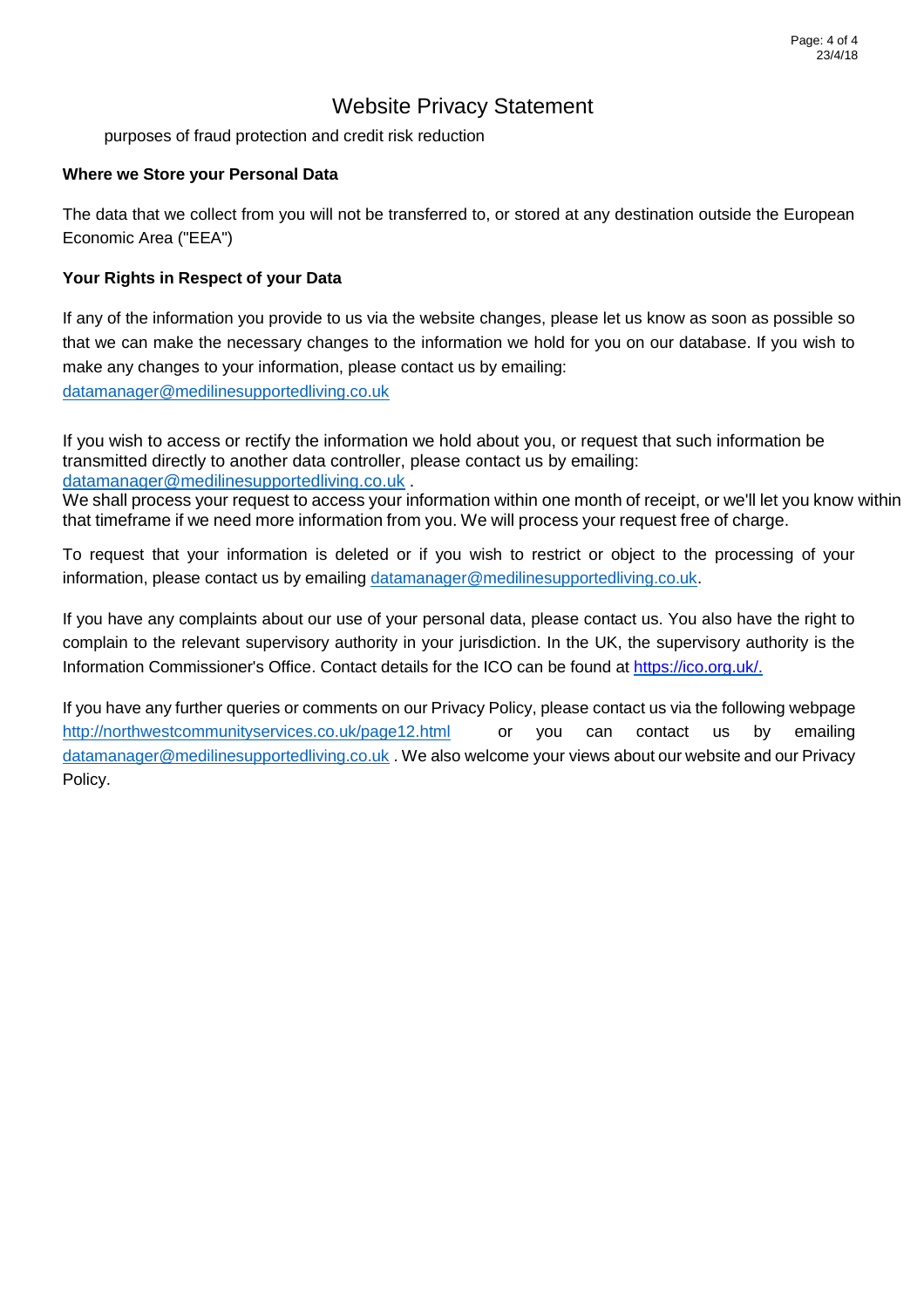# Website Privacy Statement

purposes of fraud protection and credit risk reduction

**Where we Store your Personal Data**

The data that we collect from you will not be transferred to, or stored at any destination outside the European Economic Area ("EEA")

**Your Rights in Respect of your Data**

If any of the information you provide to us via the website changes, please let us know as soon as possible so that we can make the necessary changes to the information we hold for you on our database. If you wish to make any changes to your information, please contact us by emailing: datamanager@medilinesupportedliving.co.uk

If you wish to access or rectify the information we hold about you, or request that such information be transmitted directly to another data controller, please contact us by emailing: datamanager@medilinesupportedliving.co.uk .
We shall process your request to access your information within one month of receipt, or we'll let you know within that timeframe if we need more information from you. We will process your request free of charge.

To request that your information is deleted or if you wish to restrict or object to the processing of your information, please contact us by emailing datamanager@medilinesupportedliving.co.uk.

If you have any complaints about our use of your personal data, please contact us. You also have the right to complain to the relevant supervisory authority in your jurisdiction. In the UK, the supervisory authority is the Information Commissioner's Office. Contact details for the ICO can be found at https://ico.org.uk/.

If you have any further queries or comments on our Privacy Policy, please contact us via the following webpage http://northwestcommunityservices.co.uk/page12.html or you can contact us by emailing datamanager@medilinesupportedliving.co.uk . We also welcome your views about our website and our Privacy Policy.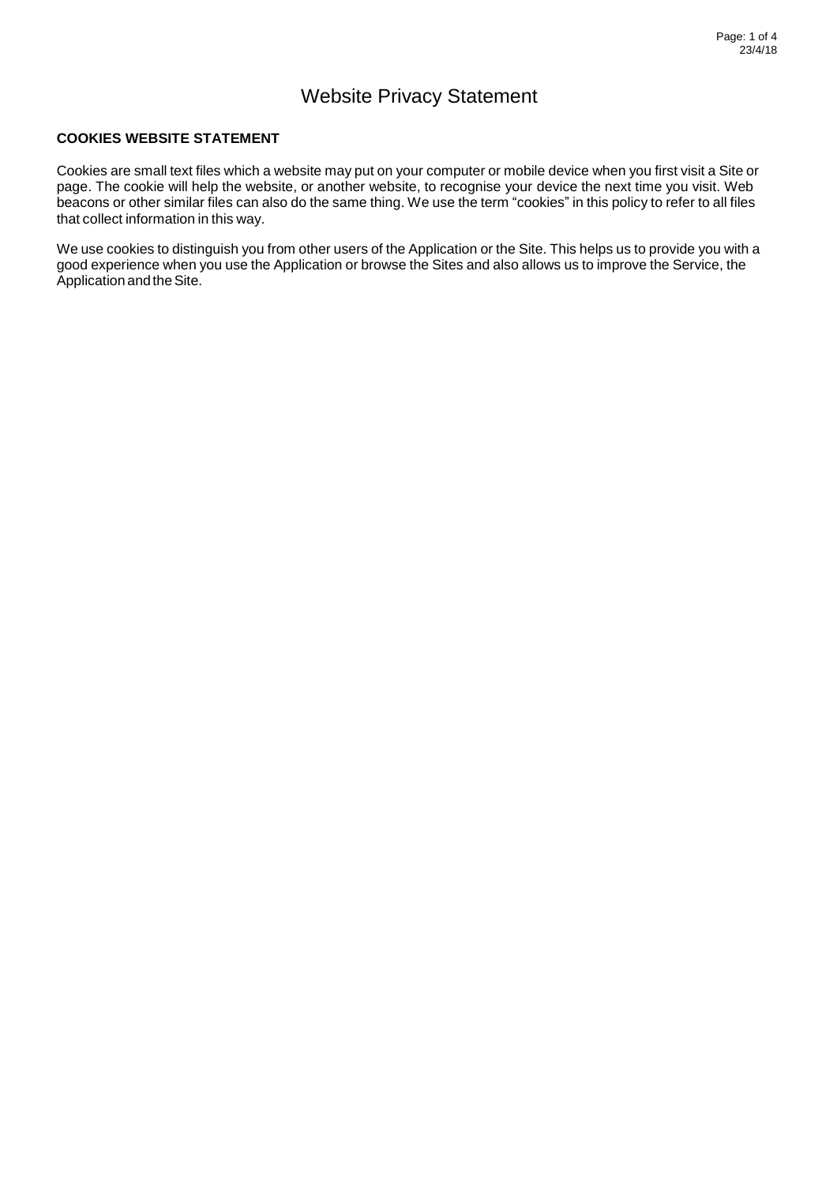# Website Privacy Statement

**COOKIES WEBSITE STATEMENT**

Cookies are small text files which a website may put on your computer or mobile device when you first visit a Site or page. The cookie will help the website, or another website, to recognise your device the next time you visit. Web beacons or other similar files can also do the same thing. We use the term "cookies" in this policy to refer to all files that collect information in this way.

We use cookies to distinguish you from other users of the Application or the Site. This helps us to provide you with a good experience when you use the Application or browse the Sites and also allows us to improve the Service, the Application and the Site.